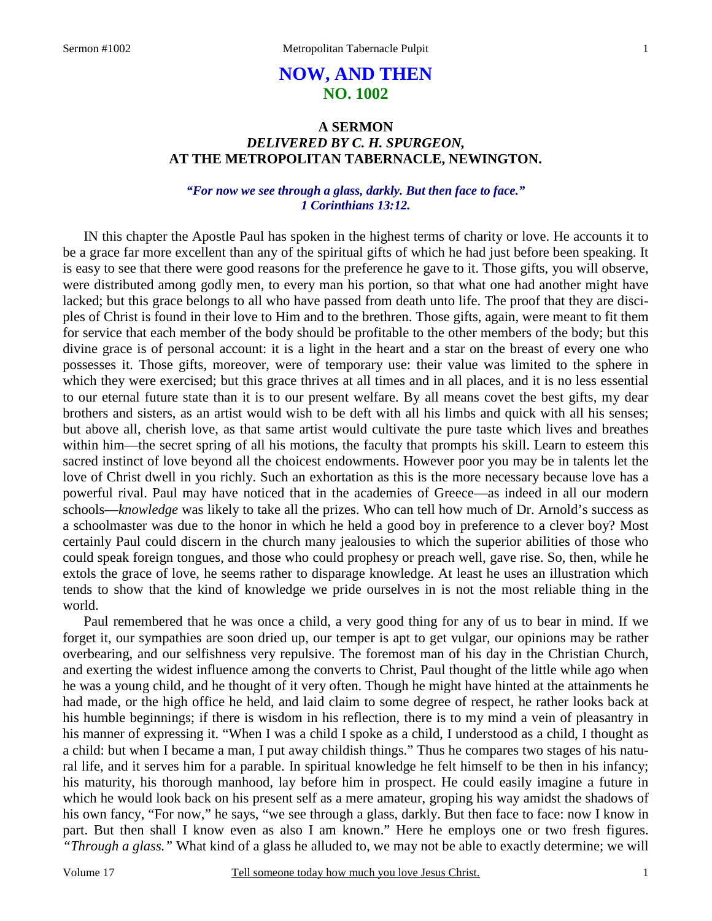# NOW, AND THEN
## NO. 1002

### A SERMON
### *DELIVERED BY C. H. SPURGEON,*
### AT THE METROPOLITAN TABERNACLE, NEWINGTON.

***"For now we see through a glass, darkly. But then face to face." 1 Corinthians 13:12.***

IN this chapter the Apostle Paul has spoken in the highest terms of charity or love. He accounts it to be a grace far more excellent than any of the spiritual gifts of which he had just before been speaking. It is easy to see that there were good reasons for the preference he gave to it. Those gifts, you will observe, were distributed among godly men, to every man his portion, so that what one had another might have lacked; but this grace belongs to all who have passed from death unto life. The proof that they are disciples of Christ is found in their love to Him and to the brethren. Those gifts, again, were meant to fit them for service that each member of the body should be profitable to the other members of the body; but this divine grace is of personal account: it is a light in the heart and a star on the breast of every one who possesses it. Those gifts, moreover, were of temporary use: their value was limited to the sphere in which they were exercised; but this grace thrives at all times and in all places, and it is no less essential to our eternal future state than it is to our present welfare. By all means covet the best gifts, my dear brothers and sisters, as an artist would wish to be deft with all his limbs and quick with all his senses; but above all, cherish love, as that same artist would cultivate the pure taste which lives and breathes within him—the secret spring of all his motions, the faculty that prompts his skill. Learn to esteem this sacred instinct of love beyond all the choicest endowments. However poor you may be in talents let the love of Christ dwell in you richly. Such an exhortation as this is the more necessary because love has a powerful rival. Paul may have noticed that in the academies of Greece—as indeed in all our modern schools—*knowledge* was likely to take all the prizes. Who can tell how much of Dr. Arnold's success as a schoolmaster was due to the honor in which he held a good boy in preference to a clever boy? Most certainly Paul could discern in the church many jealousies to which the superior abilities of those who could speak foreign tongues, and those who could prophesy or preach well, gave rise. So, then, while he extols the grace of love, he seems rather to disparage knowledge. At least he uses an illustration which tends to show that the kind of knowledge we pride ourselves in is not the most reliable thing in the world.

Paul remembered that he was once a child, a very good thing for any of us to bear in mind. If we forget it, our sympathies are soon dried up, our temper is apt to get vulgar, our opinions may be rather overbearing, and our selfishness very repulsive. The foremost man of his day in the Christian Church, and exerting the widest influence among the converts to Christ, Paul thought of the little while ago when he was a young child, and he thought of it very often. Though he might have hinted at the attainments he had made, or the high office he held, and laid claim to some degree of respect, he rather looks back at his humble beginnings; if there is wisdom in his reflection, there is to my mind a vein of pleasantry in his manner of expressing it. "When I was a child I spoke as a child, I understood as a child, I thought as a child: but when I became a man, I put away childish things." Thus he compares two stages of his natural life, and it serves him for a parable. In spiritual knowledge he felt himself to be then in his infancy; his maturity, his thorough manhood, lay before him in prospect. He could easily imagine a future in which he would look back on his present self as a mere amateur, groping his way amidst the shadows of his own fancy, "For now," he says, "we see through a glass, darkly. But then face to face: now I know in part. But then shall I know even as also I am known." Here he employs one or two fresh figures. *"Through a glass."* What kind of a glass he alluded to, we may not be able to exactly determine; we will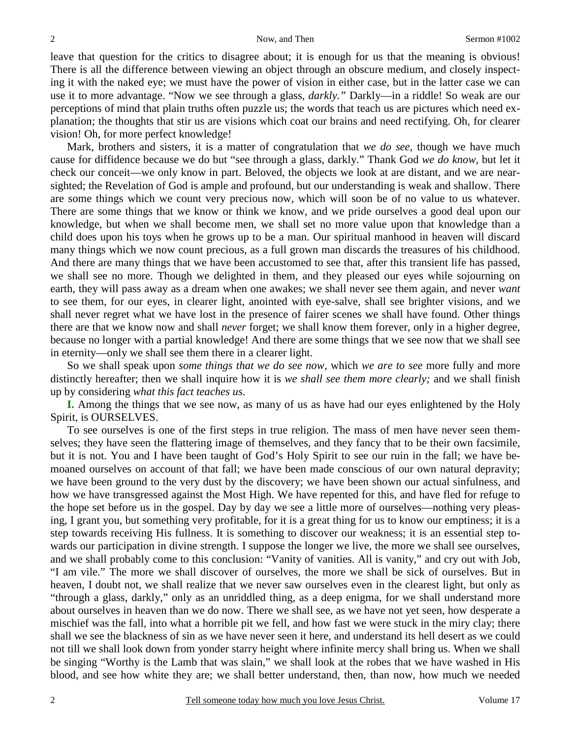leave that question for the critics to disagree about; it is enough for us that the meaning is obvious! There is all the difference between viewing an object through an obscure medium, and closely inspecting it with the naked eye; we must have the power of vision in either case, but in the latter case we can use it to more advantage. "Now we see through a glass, *darkly."* Darkly—in a riddle! So weak are our perceptions of mind that plain truths often puzzle us; the words that teach us are pictures which need explanation; the thoughts that stir us are visions which coat our brains and need rectifying. Oh, for clearer vision! Oh, for more perfect knowledge!

Mark, brothers and sisters, it is a matter of congratulation that *we do see,* though we have much cause for diffidence because we do but "see through a glass, darkly." Thank God *we do know,* but let it check our conceit—we only know in part. Beloved, the objects we look at are distant, and we are near-sighted; the Revelation of God is ample and profound, but our understanding is weak and shallow. There are some things which we count very precious now, which will soon be of no value to us whatever. There are some things that we know or think we know, and we pride ourselves a good deal upon our knowledge, but when we shall become men, we shall set no more value upon that knowledge than a child does upon his toys when he grows up to be a man. Our spiritual manhood in heaven will discard many things which we now count precious, as a full grown man discards the treasures of his childhood. And there are many things that we have been accustomed to see that, after this transient life has passed, we shall see no more. Though we delighted in them, and they pleased our eyes while sojourning on earth, they will pass away as a dream when one awakes; we shall never see them again, and never *want* to see them, for our eyes, in clearer light, anointed with eye-salve, shall see brighter visions, and we shall never regret what we have lost in the presence of fairer scenes we shall have found. Other things there are that we know now and shall *never* forget; we shall know them forever, only in a higher degree, because no longer with a partial knowledge! And there are some things that we see now that we shall see in eternity—only we shall see them there in a clearer light.

So we shall speak upon *some things that we do see now,* which *we are to see* more fully and more distinctly hereafter; then we shall inquire how it is *we shall see them more clearly;* and we shall finish up by considering *what this fact teaches us*.

**I.** Among the things that we see now, as many of us as have had our eyes enlightened by the Holy Spirit, is OURSELVES.

To see ourselves is one of the first steps in true religion. The mass of men have never seen themselves; they have seen the flattering image of themselves, and they fancy that to be their own facsimile, but it is not. You and I have been taught of God's Holy Spirit to see our ruin in the fall; we have bemoaned ourselves on account of that fall; we have been made conscious of our own natural depravity; we have been ground to the very dust by the discovery; we have been shown our actual sinfulness, and how we have transgressed against the Most High. We have repented for this, and have fled for refuge to the hope set before us in the gospel. Day by day we see a little more of ourselves—nothing very pleasing, I grant you, but something very profitable, for it is a great thing for us to know our emptiness; it is a step towards receiving His fullness. It is something to discover our weakness; it is an essential step towards our participation in divine strength. I suppose the longer we live, the more we shall see ourselves, and we shall probably come to this conclusion: "Vanity of vanities. All is vanity," and cry out with Job, "I am vile." The more we shall discover of ourselves, the more we shall be sick of ourselves. But in heaven, I doubt not, we shall realize that we never saw ourselves even in the clearest light, but only as "through a glass, darkly," only as an unriddled thing, as a deep enigma, for we shall understand more about ourselves in heaven than we do now. There we shall see, as we have not yet seen, how desperate a mischief was the fall, into what a horrible pit we fell, and how fast we were stuck in the miry clay; there shall we see the blackness of sin as we have never seen it here, and understand its hell desert as we could not till we shall look down from yonder starry height where infinite mercy shall bring us. When we shall be singing "Worthy is the Lamb that was slain," we shall look at the robes that we have washed in His blood, and see how white they are; we shall better understand, then, than now, how much we needed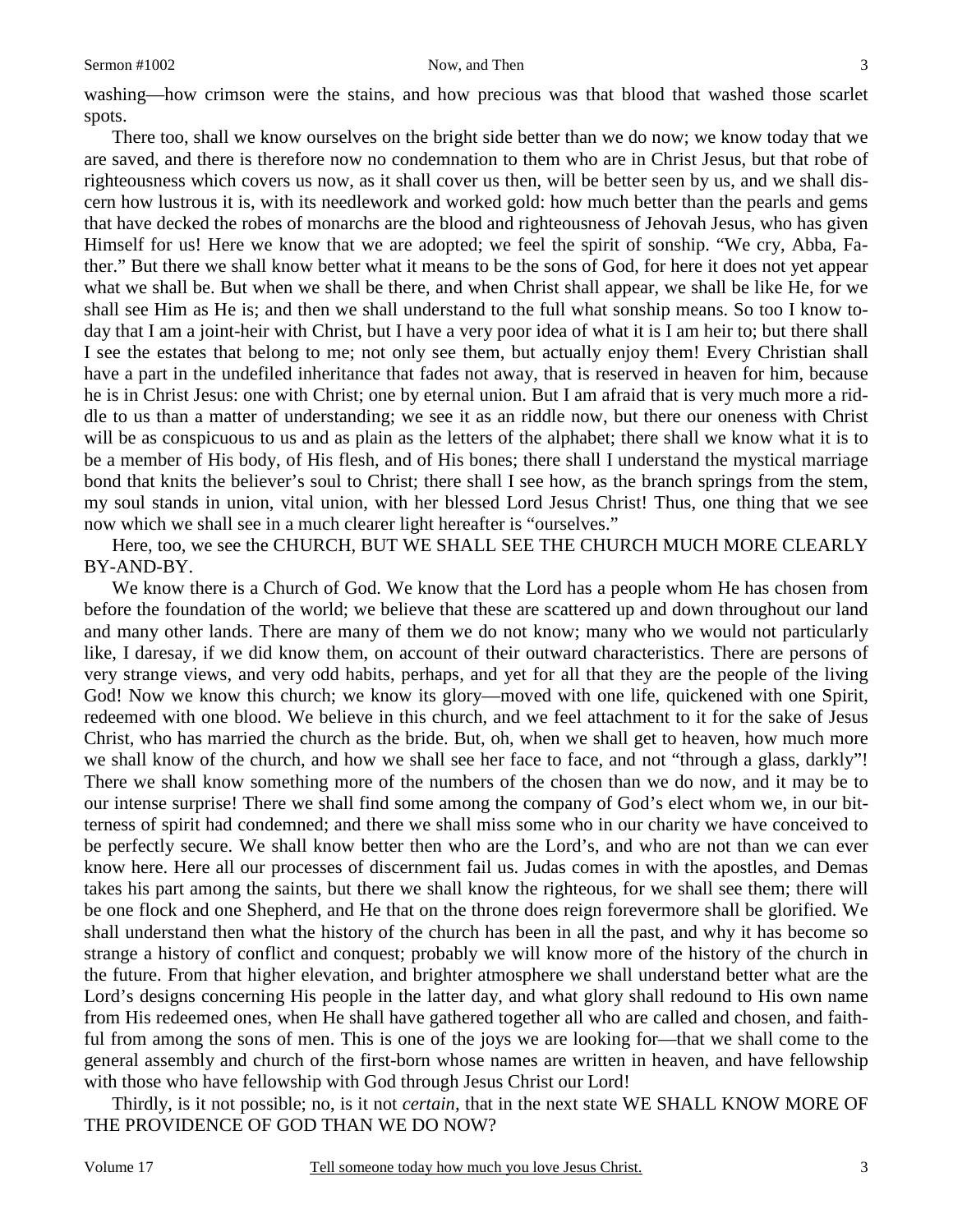washing—how crimson were the stains, and how precious was that blood that washed those scarlet spots.

There too, shall we know ourselves on the bright side better than we do now; we know today that we are saved, and there is therefore now no condemnation to them who are in Christ Jesus, but that robe of righteousness which covers us now, as it shall cover us then, will be better seen by us, and we shall discern how lustrous it is, with its needlework and worked gold: how much better than the pearls and gems that have decked the robes of monarchs are the blood and righteousness of Jehovah Jesus, who has given Himself for us! Here we know that we are adopted; we feel the spirit of sonship. "We cry, Abba, Father." But there we shall know better what it means to be the sons of God, for here it does not yet appear what we shall be. But when we shall be there, and when Christ shall appear, we shall be like He, for we shall see Him as He is; and then we shall understand to the full what sonship means. So too I know today that I am a joint-heir with Christ, but I have a very poor idea of what it is I am heir to; but there shall I see the estates that belong to me; not only see them, but actually enjoy them! Every Christian shall have a part in the undefiled inheritance that fades not away, that is reserved in heaven for him, because he is in Christ Jesus: one with Christ; one by eternal union. But I am afraid that is very much more a riddle to us than a matter of understanding; we see it as an riddle now, but there our oneness with Christ will be as conspicuous to us and as plain as the letters of the alphabet; there shall we know what it is to be a member of His body, of His flesh, and of His bones; there shall I understand the mystical marriage bond that knits the believer's soul to Christ; there shall I see how, as the branch springs from the stem, my soul stands in union, vital union, with her blessed Lord Jesus Christ! Thus, one thing that we see now which we shall see in a much clearer light hereafter is "ourselves."

Here, too, we see the CHURCH, BUT WE SHALL SEE THE CHURCH MUCH MORE CLEARLY BY-AND-BY.

We know there is a Church of God. We know that the Lord has a people whom He has chosen from before the foundation of the world; we believe that these are scattered up and down throughout our land and many other lands. There are many of them we do not know; many who we would not particularly like, I daresay, if we did know them, on account of their outward characteristics. There are persons of very strange views, and very odd habits, perhaps, and yet for all that they are the people of the living God! Now we know this church; we know its glory—moved with one life, quickened with one Spirit, redeemed with one blood. We believe in this church, and we feel attachment to it for the sake of Jesus Christ, who has married the church as the bride. But, oh, when we shall get to heaven, how much more we shall know of the church, and how we shall see her face to face, and not "through a glass, darkly"! There we shall know something more of the numbers of the chosen than we do now, and it may be to our intense surprise! There we shall find some among the company of God's elect whom we, in our bitterness of spirit had condemned; and there we shall miss some who in our charity we have conceived to be perfectly secure. We shall know better then who are the Lord's, and who are not than we can ever know here. Here all our processes of discernment fail us. Judas comes in with the apostles, and Demas takes his part among the saints, but there we shall know the righteous, for we shall see them; there will be one flock and one Shepherd, and He that on the throne does reign forevermore shall be glorified. We shall understand then what the history of the church has been in all the past, and why it has become so strange a history of conflict and conquest; probably we will know more of the history of the church in the future. From that higher elevation, and brighter atmosphere we shall understand better what are the Lord's designs concerning His people in the latter day, and what glory shall redound to His own name from His redeemed ones, when He shall have gathered together all who are called and chosen, and faithful from among the sons of men. This is one of the joys we are looking for—that we shall come to the general assembly and church of the first-born whose names are written in heaven, and have fellowship with those who have fellowship with God through Jesus Christ our Lord!

Thirdly, is it not possible; no, is it not *certain,* that in the next state WE SHALL KNOW MORE OF THE PROVIDENCE OF GOD THAN WE DO NOW?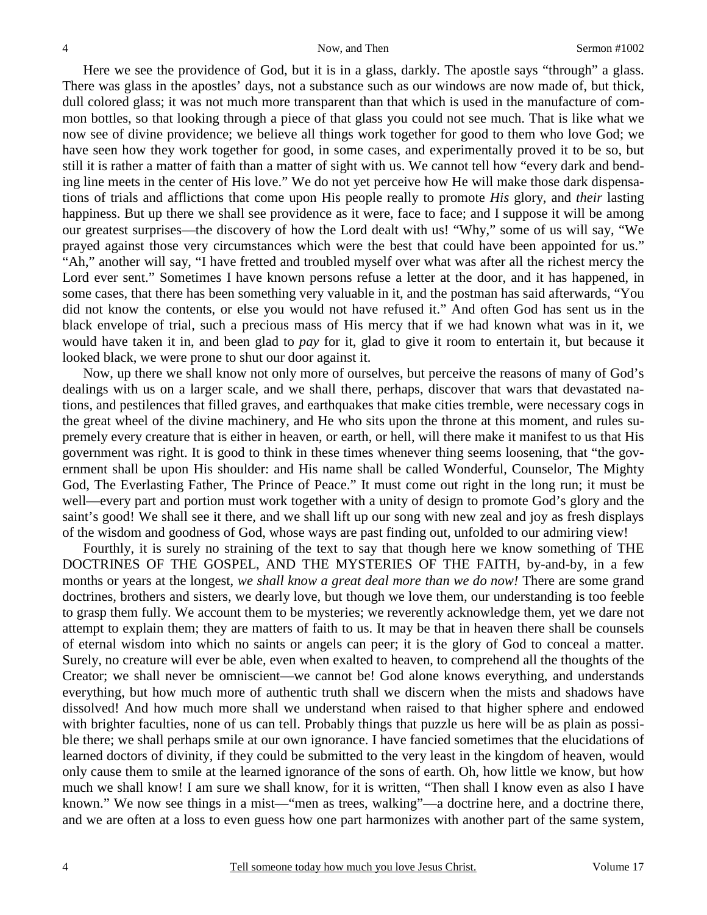Here we see the providence of God, but it is in a glass, darkly. The apostle says "through" a glass. There was glass in the apostles' days, not a substance such as our windows are now made of, but thick, dull colored glass; it was not much more transparent than that which is used in the manufacture of common bottles, so that looking through a piece of that glass you could not see much. That is like what we now see of divine providence; we believe all things work together for good to them who love God; we have seen how they work together for good, in some cases, and experimentally proved it to be so, but still it is rather a matter of faith than a matter of sight with us. We cannot tell how "every dark and bending line meets in the center of His love." We do not yet perceive how He will make those dark dispensations of trials and afflictions that come upon His people really to promote *His* glory, and *their* lasting happiness. But up there we shall see providence as it were, face to face; and I suppose it will be among our greatest surprises—the discovery of how the Lord dealt with us! "Why," some of us will say, "We prayed against those very circumstances which were the best that could have been appointed for us." "Ah," another will say, "I have fretted and troubled myself over what was after all the richest mercy the Lord ever sent." Sometimes I have known persons refuse a letter at the door, and it has happened, in some cases, that there has been something very valuable in it, and the postman has said afterwards, "You did not know the contents, or else you would not have refused it." And often God has sent us in the black envelope of trial, such a precious mass of His mercy that if we had known what was in it, we would have taken it in, and been glad to *pay* for it, glad to give it room to entertain it, but because it looked black, we were prone to shut our door against it.

Now, up there we shall know not only more of ourselves, but perceive the reasons of many of God's dealings with us on a larger scale, and we shall there, perhaps, discover that wars that devastated nations, and pestilences that filled graves, and earthquakes that make cities tremble, were necessary cogs in the great wheel of the divine machinery, and He who sits upon the throne at this moment, and rules supremely every creature that is either in heaven, or earth, or hell, will there make it manifest to us that His government was right. It is good to think in these times whenever thing seems loosening, that "the government shall be upon His shoulder: and His name shall be called Wonderful, Counselor, The Mighty God, The Everlasting Father, The Prince of Peace." It must come out right in the long run; it must be well—every part and portion must work together with a unity of design to promote God's glory and the saint's good! We shall see it there, and we shall lift up our song with new zeal and joy as fresh displays of the wisdom and goodness of God, whose ways are past finding out, unfolded to our admiring view!

Fourthly, it is surely no straining of the text to say that though here we know something of THE DOCTRINES OF THE GOSPEL, AND THE MYSTERIES OF THE FAITH, by-and-by, in a few months or years at the longest, *we shall know a great deal more than we do now!* There are some grand doctrines, brothers and sisters, we dearly love, but though we love them, our understanding is too feeble to grasp them fully. We account them to be mysteries; we reverently acknowledge them, yet we dare not attempt to explain them; they are matters of faith to us. It may be that in heaven there shall be counsels of eternal wisdom into which no saints or angels can peer; it is the glory of God to conceal a matter. Surely, no creature will ever be able, even when exalted to heaven, to comprehend all the thoughts of the Creator; we shall never be omniscient—we cannot be! God alone knows everything, and understands everything, but how much more of authentic truth shall we discern when the mists and shadows have dissolved! And how much more shall we understand when raised to that higher sphere and endowed with brighter faculties, none of us can tell. Probably things that puzzle us here will be as plain as possible there; we shall perhaps smile at our own ignorance. I have fancied sometimes that the elucidations of learned doctors of divinity, if they could be submitted to the very least in the kingdom of heaven, would only cause them to smile at the learned ignorance of the sons of earth. Oh, how little we know, but how much we shall know! I am sure we shall know, for it is written, "Then shall I know even as also I have known." We now see things in a mist—"men as trees, walking"—a doctrine here, and a doctrine there, and we are often at a loss to even guess how one part harmonizes with another part of the same system,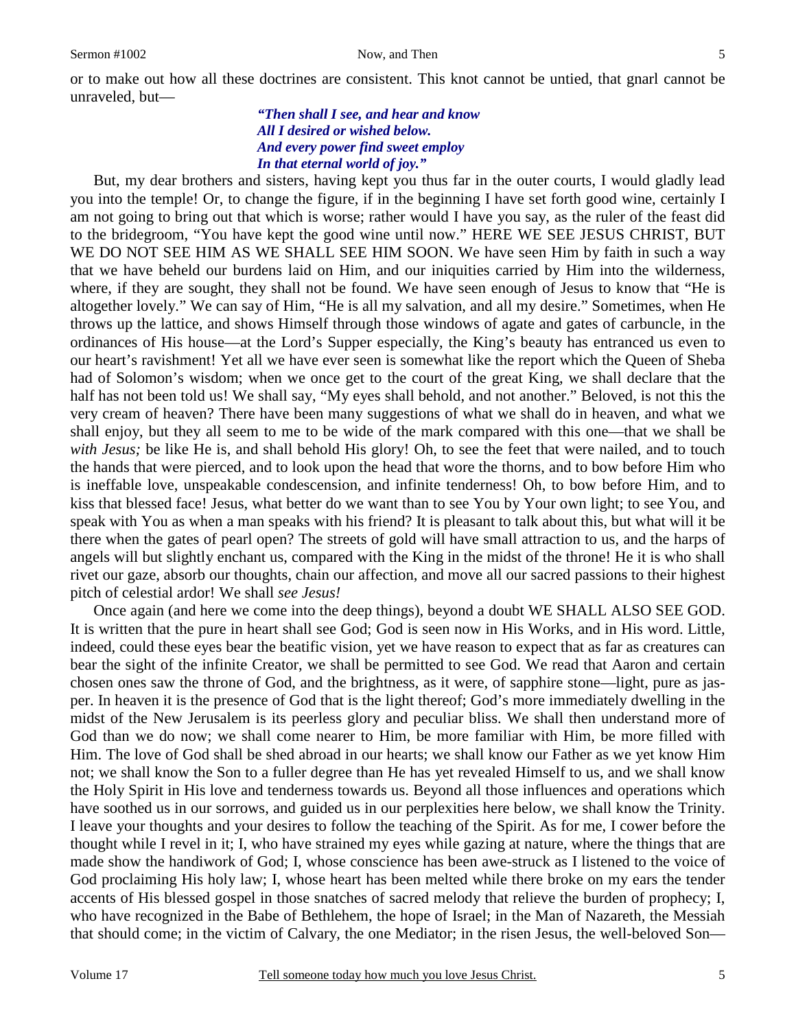or to make out how all these doctrines are consistent. This knot cannot be untied, that gnarl cannot be unraveled, but—

> ***"Then shall I see, and hear and know***
> ***All I desired or wished below.***
> ***And every power find sweet employ***
> ***In that eternal world of joy."***

But, my dear brothers and sisters, having kept you thus far in the outer courts, I would gladly lead you into the temple! Or, to change the figure, if in the beginning I have set forth good wine, certainly I am not going to bring out that which is worse; rather would I have you say, as the ruler of the feast did to the bridegroom, "You have kept the good wine until now." HERE WE SEE JESUS CHRIST, BUT WE DO NOT SEE HIM AS WE SHALL SEE HIM SOON. We have seen Him by faith in such a way that we have beheld our burdens laid on Him, and our iniquities carried by Him into the wilderness, where, if they are sought, they shall not be found. We have seen enough of Jesus to know that "He is altogether lovely." We can say of Him, "He is all my salvation, and all my desire." Sometimes, when He throws up the lattice, and shows Himself through those windows of agate and gates of carbuncle, in the ordinances of His house—at the Lord's Supper especially, the King's beauty has entranced us even to our heart's ravishment! Yet all we have ever seen is somewhat like the report which the Queen of Sheba had of Solomon's wisdom; when we once get to the court of the great King, we shall declare that the half has not been told us! We shall say, "My eyes shall behold, and not another." Beloved, is not this the very cream of heaven? There have been many suggestions of what we shall do in heaven, and what we shall enjoy, but they all seem to me to be wide of the mark compared with this one—that we shall be *with Jesus;* be like He is, and shall behold His glory! Oh, to see the feet that were nailed, and to touch the hands that were pierced, and to look upon the head that wore the thorns, and to bow before Him who is ineffable love, unspeakable condescension, and infinite tenderness! Oh, to bow before Him, and to kiss that blessed face! Jesus, what better do we want than to see You by Your own light; to see You, and speak with You as when a man speaks with his friend? It is pleasant to talk about this, but what will it be there when the gates of pearl open? The streets of gold will have small attraction to us, and the harps of angels will but slightly enchant us, compared with the King in the midst of the throne! He it is who shall rivet our gaze, absorb our thoughts, chain our affection, and move all our sacred passions to their highest pitch of celestial ardor! We shall *see Jesus!*

Once again (and here we come into the deep things), beyond a doubt WE SHALL ALSO SEE GOD. It is written that the pure in heart shall see God; God is seen now in His Works, and in His word. Little, indeed, could these eyes bear the beatific vision, yet we have reason to expect that as far as creatures can bear the sight of the infinite Creator, we shall be permitted to see God. We read that Aaron and certain chosen ones saw the throne of God, and the brightness, as it were, of sapphire stone—light, pure as jasper. In heaven it is the presence of God that is the light thereof; God's more immediately dwelling in the midst of the New Jerusalem is its peerless glory and peculiar bliss. We shall then understand more of God than we do now; we shall come nearer to Him, be more familiar with Him, be more filled with Him. The love of God shall be shed abroad in our hearts; we shall know our Father as we yet know Him not; we shall know the Son to a fuller degree than He has yet revealed Himself to us, and we shall know the Holy Spirit in His love and tenderness towards us. Beyond all those influences and operations which have soothed us in our sorrows, and guided us in our perplexities here below, we shall know the Trinity. I leave your thoughts and your desires to follow the teaching of the Spirit. As for me, I cower before the thought while I revel in it; I, who have strained my eyes while gazing at nature, where the things that are made show the handiwork of God; I, whose conscience has been awe-struck as I listened to the voice of God proclaiming His holy law; I, whose heart has been melted while there broke on my ears the tender accents of His blessed gospel in those snatches of sacred melody that relieve the burden of prophecy; I, who have recognized in the Babe of Bethlehem, the hope of Israel; in the Man of Nazareth, the Messiah that should come; in the victim of Calvary, the one Mediator; in the risen Jesus, the well-beloved Son—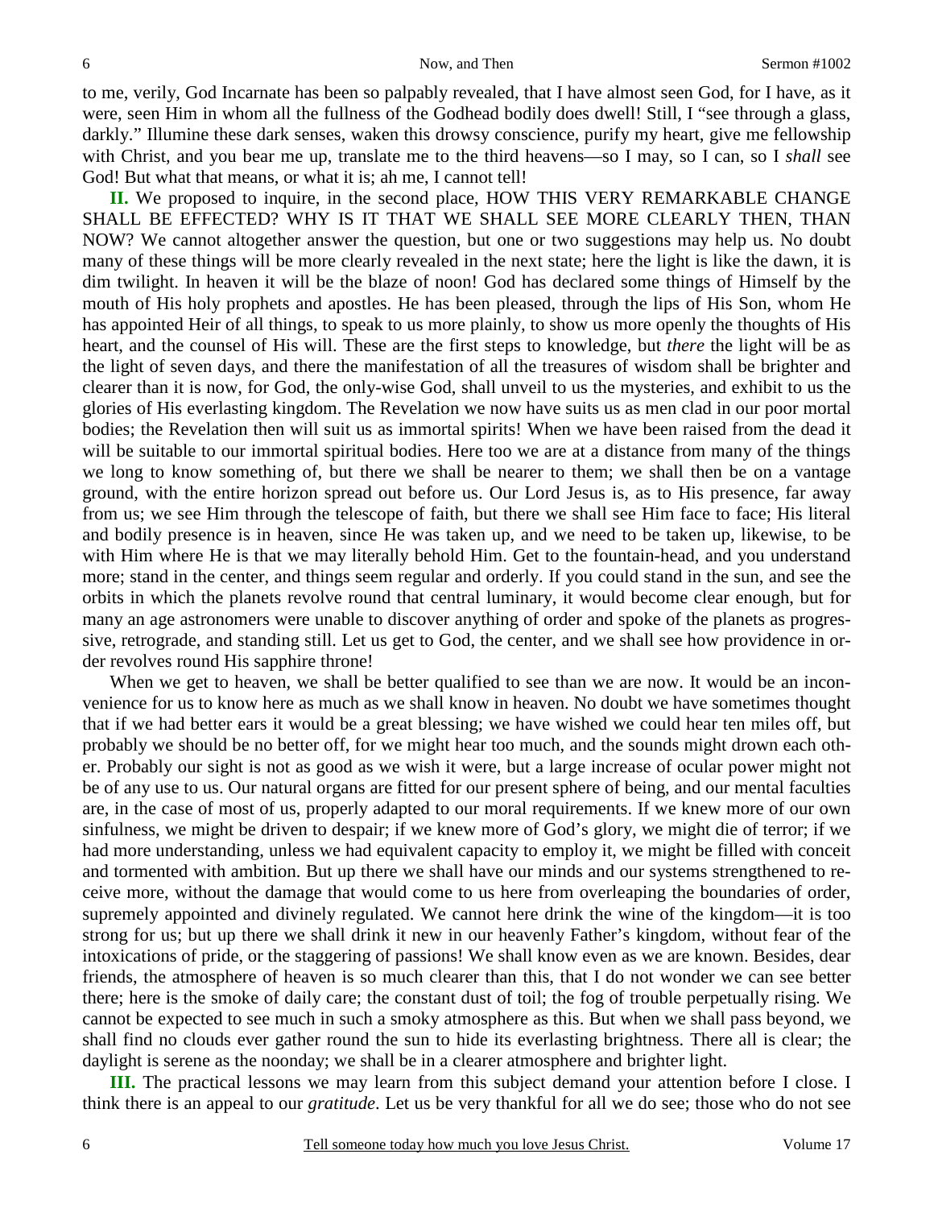to me, verily, God Incarnate has been so palpably revealed, that I have almost seen God, for I have, as it were, seen Him in whom all the fullness of the Godhead bodily does dwell! Still, I "see through a glass, darkly." Illumine these dark senses, waken this drowsy conscience, purify my heart, give me fellowship with Christ, and you bear me up, translate me to the third heavens—so I may, so I can, so I *shall* see God! But what that means, or what it is; ah me, I cannot tell!

**II.** We proposed to inquire, in the second place, HOW THIS VERY REMARKABLE CHANGE SHALL BE EFFECTED? WHY IS IT THAT WE SHALL SEE MORE CLEARLY THEN, THAN NOW? We cannot altogether answer the question, but one or two suggestions may help us. No doubt many of these things will be more clearly revealed in the next state; here the light is like the dawn, it is dim twilight. In heaven it will be the blaze of noon! God has declared some things of Himself by the mouth of His holy prophets and apostles. He has been pleased, through the lips of His Son, whom He has appointed Heir of all things, to speak to us more plainly, to show us more openly the thoughts of His heart, and the counsel of His will. These are the first steps to knowledge, but *there* the light will be as the light of seven days, and there the manifestation of all the treasures of wisdom shall be brighter and clearer than it is now, for God, the only-wise God, shall unveil to us the mysteries, and exhibit to us the glories of His everlasting kingdom. The Revelation we now have suits us as men clad in our poor mortal bodies; the Revelation then will suit us as immortal spirits! When we have been raised from the dead it will be suitable to our immortal spiritual bodies. Here too we are at a distance from many of the things we long to know something of, but there we shall be nearer to them; we shall then be on a vantage ground, with the entire horizon spread out before us. Our Lord Jesus is, as to His presence, far away from us; we see Him through the telescope of faith, but there we shall see Him face to face; His literal and bodily presence is in heaven, since He was taken up, and we need to be taken up, likewise, to be with Him where He is that we may literally behold Him. Get to the fountain-head, and you understand more; stand in the center, and things seem regular and orderly. If you could stand in the sun, and see the orbits in which the planets revolve round that central luminary, it would become clear enough, but for many an age astronomers were unable to discover anything of order and spoke of the planets as progressive, retrograde, and standing still. Let us get to God, the center, and we shall see how providence in order revolves round His sapphire throne!

When we get to heaven, we shall be better qualified to see than we are now. It would be an inconvenience for us to know here as much as we shall know in heaven. No doubt we have sometimes thought that if we had better ears it would be a great blessing; we have wished we could hear ten miles off, but probably we should be no better off, for we might hear too much, and the sounds might drown each other. Probably our sight is not as good as we wish it were, but a large increase of ocular power might not be of any use to us. Our natural organs are fitted for our present sphere of being, and our mental faculties are, in the case of most of us, properly adapted to our moral requirements. If we knew more of our own sinfulness, we might be driven to despair; if we knew more of God's glory, we might die of terror; if we had more understanding, unless we had equivalent capacity to employ it, we might be filled with conceit and tormented with ambition. But up there we shall have our minds and our systems strengthened to receive more, without the damage that would come to us here from overleaping the boundaries of order, supremely appointed and divinely regulated. We cannot here drink the wine of the kingdom—it is too strong for us; but up there we shall drink it new in our heavenly Father's kingdom, without fear of the intoxications of pride, or the staggering of passions! We shall know even as we are known. Besides, dear friends, the atmosphere of heaven is so much clearer than this, that I do not wonder we can see better there; here is the smoke of daily care; the constant dust of toil; the fog of trouble perpetually rising. We cannot be expected to see much in such a smoky atmosphere as this. But when we shall pass beyond, we shall find no clouds ever gather round the sun to hide its everlasting brightness. There all is clear; the daylight is serene as the noonday; we shall be in a clearer atmosphere and brighter light.

**III.** The practical lessons we may learn from this subject demand your attention before I close. I think there is an appeal to our *gratitude*. Let us be very thankful for all we do see; those who do not see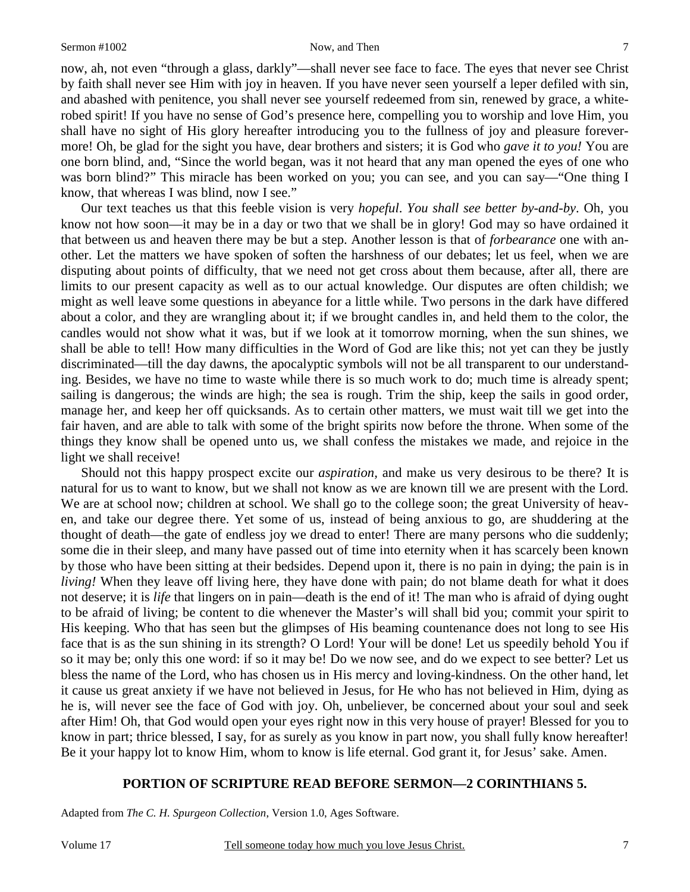now, ah, not even "through a glass, darkly"—shall never see face to face. The eyes that never see Christ by faith shall never see Him with joy in heaven. If you have never seen yourself a leper defiled with sin, and abashed with penitence, you shall never see yourself redeemed from sin, renewed by grace, a white-robed spirit! If you have no sense of God's presence here, compelling you to worship and love Him, you shall have no sight of His glory hereafter introducing you to the fullness of joy and pleasure forevermore! Oh, be glad for the sight you have, dear brothers and sisters; it is God who *gave it to you!* You are one born blind, and, "Since the world began, was it not heard that any man opened the eyes of one who was born blind?" This miracle has been worked on you; you can see, and you can say—"One thing I know, that whereas I was blind, now I see."

Our text teaches us that this feeble vision is very *hopeful*. *You shall see better by-and-by*. Oh, you know not how soon—it may be in a day or two that we shall be in glory! God may so have ordained it that between us and heaven there may be but a step. Another lesson is that of *forbearance* one with another. Let the matters we have spoken of soften the harshness of our debates; let us feel, when we are disputing about points of difficulty, that we need not get cross about them because, after all, there are limits to our present capacity as well as to our actual knowledge. Our disputes are often childish; we might as well leave some questions in abeyance for a little while. Two persons in the dark have differed about a color, and they are wrangling about it; if we brought candles in, and held them to the color, the candles would not show what it was, but if we look at it tomorrow morning, when the sun shines, we shall be able to tell! How many difficulties in the Word of God are like this; not yet can they be justly discriminated—till the day dawns, the apocalyptic symbols will not be all transparent to our understanding. Besides, we have no time to waste while there is so much work to do; much time is already spent; sailing is dangerous; the winds are high; the sea is rough. Trim the ship, keep the sails in good order, manage her, and keep her off quicksands. As to certain other matters, we must wait till we get into the fair haven, and are able to talk with some of the bright spirits now before the throne. When some of the things they know shall be opened unto us, we shall confess the mistakes we made, and rejoice in the light we shall receive!

Should not this happy prospect excite our *aspiration,* and make us very desirous to be there? It is natural for us to want to know, but we shall not know as we are known till we are present with the Lord. We are at school now; children at school. We shall go to the college soon; the great University of heaven, and take our degree there. Yet some of us, instead of being anxious to go, are shuddering at the thought of death—the gate of endless joy we dread to enter! There are many persons who die suddenly; some die in their sleep, and many have passed out of time into eternity when it has scarcely been known by those who have been sitting at their bedsides. Depend upon it, there is no pain in dying; the pain is in *living!* When they leave off living here, they have done with pain; do not blame death for what it does not deserve; it is *life* that lingers on in pain—death is the end of it! The man who is afraid of dying ought to be afraid of living; be content to die whenever the Master's will shall bid you; commit your spirit to His keeping. Who that has seen but the glimpses of His beaming countenance does not long to see His face that is as the sun shining in its strength? O Lord! Your will be done! Let us speedily behold You if so it may be; only this one word: if so it may be! Do we now see, and do we expect to see better? Let us bless the name of the Lord, who has chosen us in His mercy and loving-kindness. On the other hand, let it cause us great anxiety if we have not believed in Jesus, for He who has not believed in Him, dying as he is, will never see the face of God with joy. Oh, unbeliever, be concerned about your soul and seek after Him! Oh, that God would open your eyes right now in this very house of prayer! Blessed for you to know in part; thrice blessed, I say, for as surely as you know in part now, you shall fully know hereafter! Be it your happy lot to know Him, whom to know is life eternal. God grant it, for Jesus' sake. Amen.

**PORTION OF SCRIPTURE READ BEFORE SERMON—2 CORINTHIANS 5.**

Adapted from *The C. H. Spurgeon Collection*, Version 1.0, Ages Software.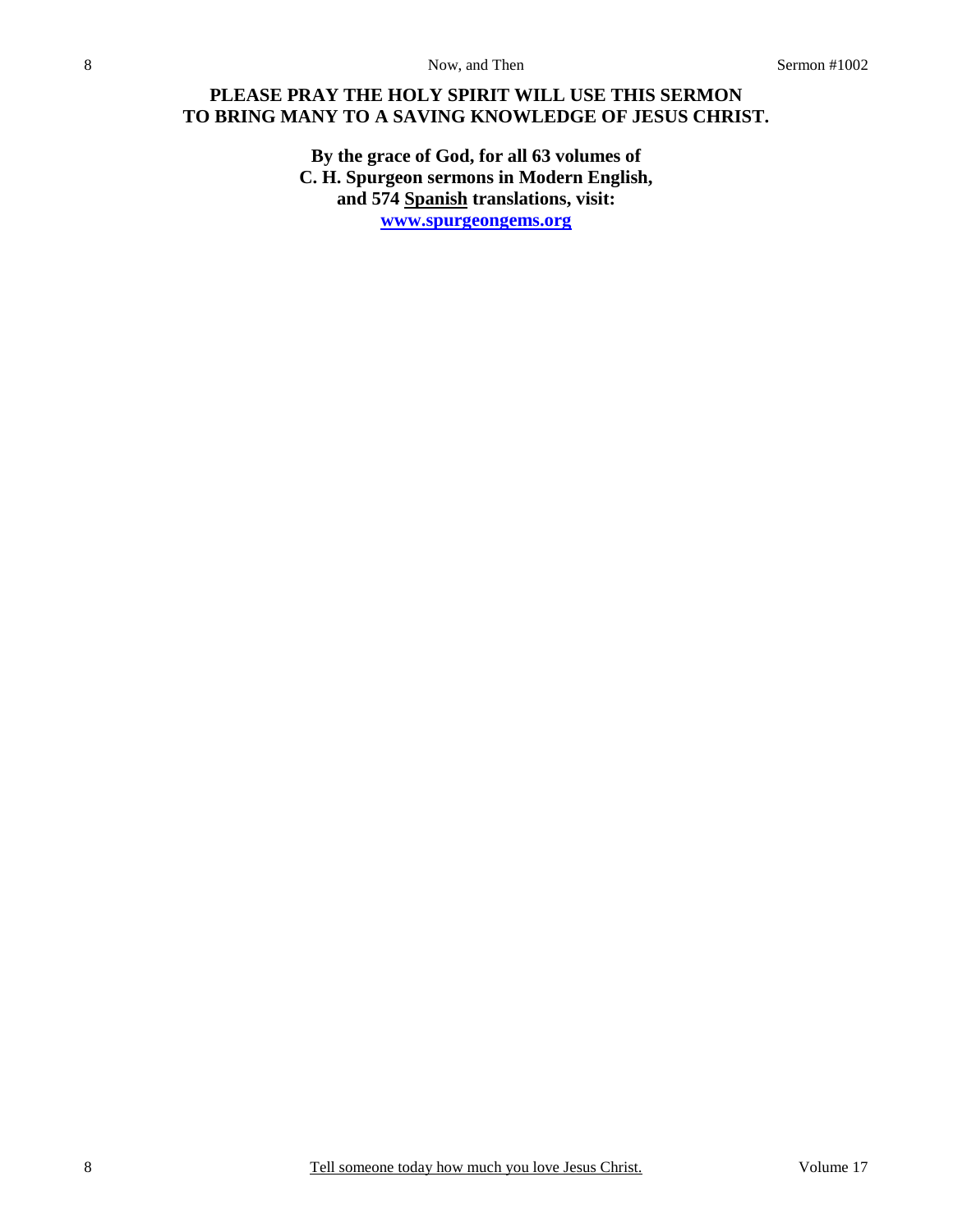**PLEASE PRAY THE HOLY SPIRIT WILL USE THIS SERMON TO BRING MANY TO A SAVING KNOWLEDGE OF JESUS CHRIST.**

**By the grace of God, for all 63 volumes of C. H. Spurgeon sermons in Modern English, and 574 Spanish translations, visit: www.spurgeongems.org**